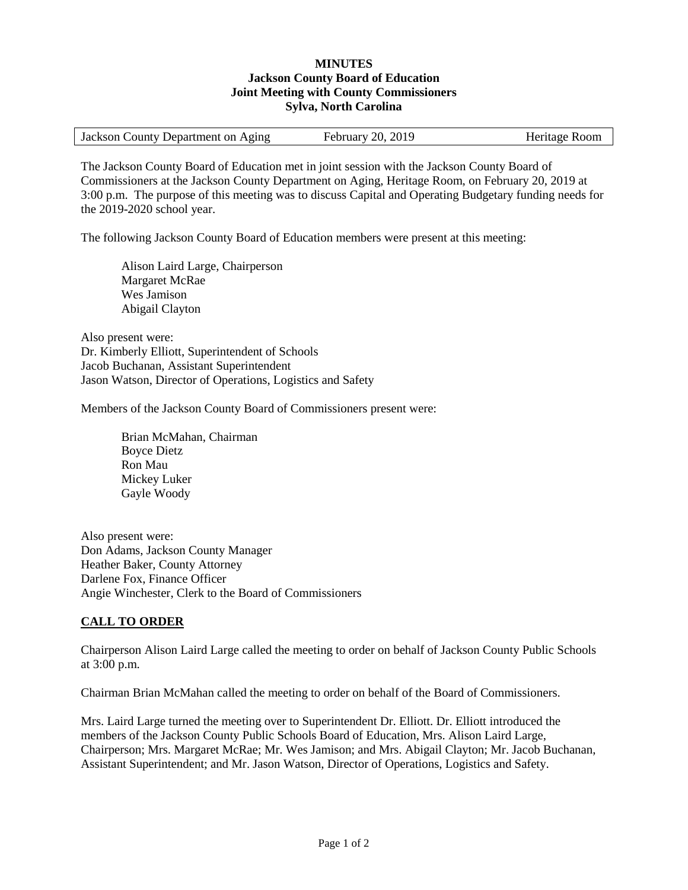**MINUTES**
**Jackson County Board of Education**
**Joint Meeting with County Commissioners**
**Sylva, North Carolina**

| Jackson County Department on Aging | February 20, 2019 | Heritage Room |
|---|---|---|

The Jackson County Board of Education met in joint session with the Jackson County Board of Commissioners at the Jackson County Department on Aging, Heritage Room, on February 20, 2019 at 3:00 p.m. The purpose of this meeting was to discuss Capital and Operating Budgetary funding needs for the 2019-2020 school year.

The following Jackson County Board of Education members were present at this meeting:

Alison Laird Large, Chairperson
Margaret McRae
Wes Jamison
Abigail Clayton

Also present were:
Dr. Kimberly Elliott, Superintendent of Schools
Jacob Buchanan, Assistant Superintendent
Jason Watson, Director of Operations, Logistics and Safety

Members of the Jackson County Board of Commissioners present were:

Brian McMahan, Chairman
Boyce Dietz
Ron Mau
Mickey Luker
Gayle Woody

Also present were:
Don Adams, Jackson County Manager
Heather Baker, County Attorney
Darlene Fox, Finance Officer
Angie Winchester, Clerk to the Board of Commissioners

## CALL TO ORDER

Chairperson Alison Laird Large called the meeting to order on behalf of Jackson County Public Schools at 3:00 p.m.

Chairman Brian McMahan called the meeting to order on behalf of the Board of Commissioners.

Mrs. Laird Large turned the meeting over to Superintendent Dr. Elliott. Dr. Elliott introduced the members of the Jackson County Public Schools Board of Education, Mrs. Alison Laird Large, Chairperson; Mrs. Margaret McRae; Mr. Wes Jamison; and Mrs. Abigail Clayton; Mr. Jacob Buchanan, Assistant Superintendent; and Mr. Jason Watson, Director of Operations, Logistics and Safety.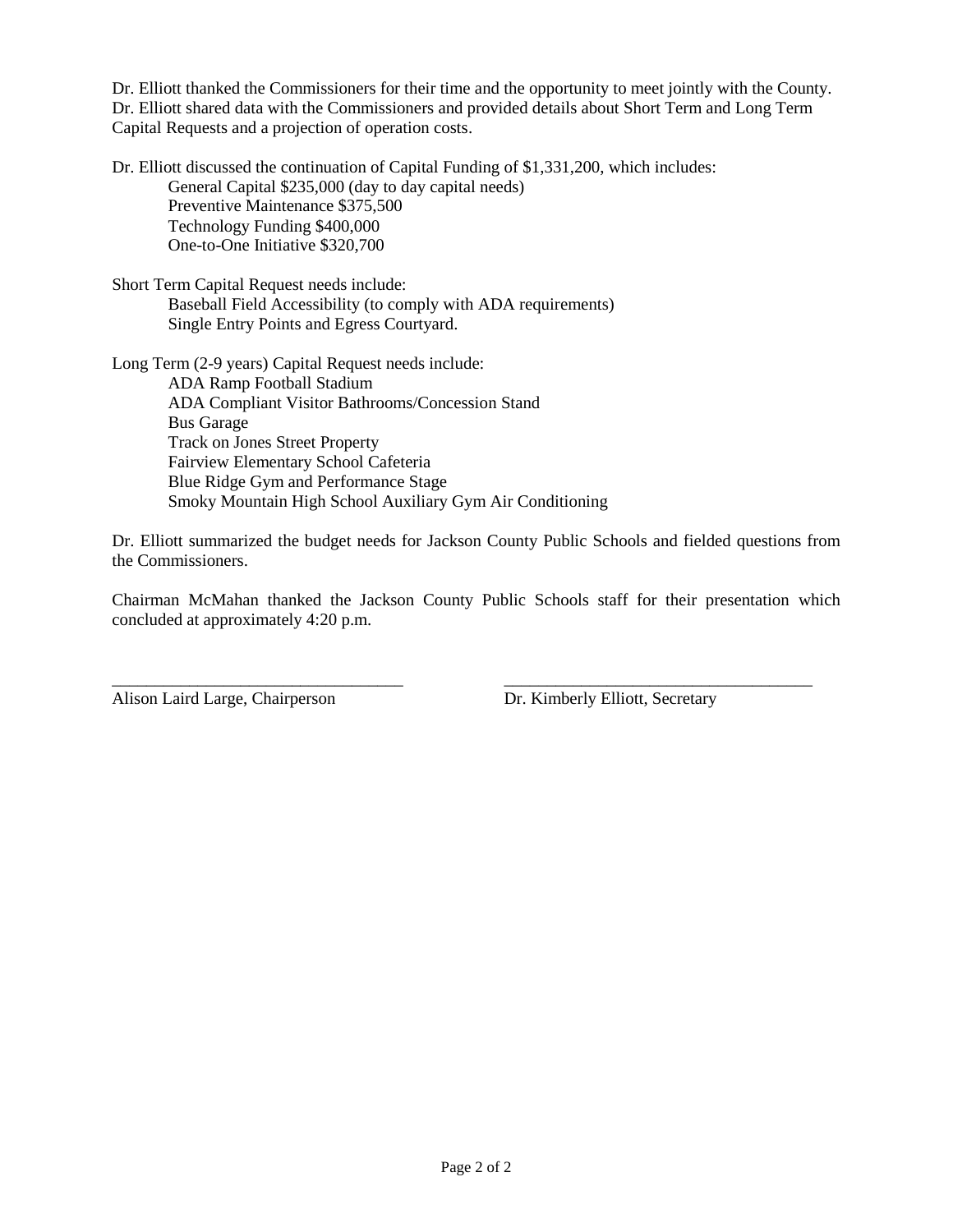Dr. Elliott thanked the Commissioners for their time and the opportunity to meet jointly with the County. Dr. Elliott shared data with the Commissioners and provided details about Short Term and Long Term Capital Requests and a projection of operation costs.

Dr. Elliott discussed the continuation of Capital Funding of $1,331,200, which includes:

- General Capital $235,000 (day to day capital needs)
- Preventive Maintenance $375,500
- Technology Funding $400,000
- One-to-One Initiative $320,700

Short Term Capital Request needs include:

- Baseball Field Accessibility (to comply with ADA requirements)
- Single Entry Points and Egress Courtyard.

Long Term (2-9 years) Capital Request needs include:

- ADA Ramp Football Stadium
- ADA Compliant Visitor Bathrooms/Concession Stand
- Bus Garage
- Track on Jones Street Property
- Fairview Elementary School Cafeteria
- Blue Ridge Gym and Performance Stage
- Smoky Mountain High School Auxiliary Gym Air Conditioning

Dr. Elliott summarized the budget needs for Jackson County Public Schools and fielded questions from the Commissioners.

Chairman McMahan thanked the Jackson County Public Schools staff for their presentation which concluded at approximately 4:20 p.m.

\_\_\_\_\_\_\_\_\_\_\_\_\_\_\_\_\_\_\_\_\_\_\_\_\_\_\_\_\_\_\_\_\_\_
Alison Laird Large, Chairperson

\_\_\_\_\_\_\_\_\_\_\_\_\_\_\_\_\_\_\_\_\_\_\_\_\_\_\_\_\_\_\_\_\_\_
Dr. Kimberly Elliott, Secretary